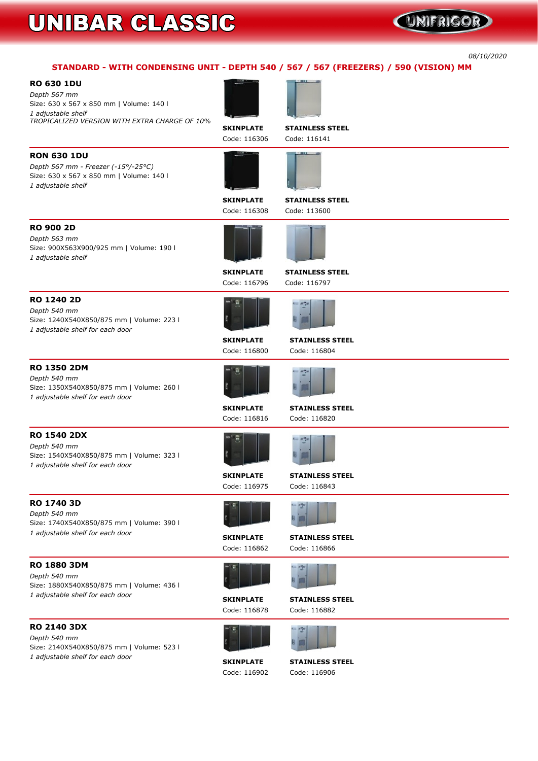# UNIBAR CLASSIC

08/10/2020

## STANDARD - WITH CONDENSING UNIT - DEPTH 540 / 567 / 567 (FREEZERS) / 590 (VISION) MM

### RO 630 1DU

*Depth 567 mm*
Size: 630 x 567 x 850 mm | Volume: 140 l
*1 adjustable shelf*
*TROPICALIZED VERSION WITH EXTRA CHARGE OF 10%*

**SKINPLATE**
Code: 116306

**STAINLESS STEEL**
Code: 116141

### RON 630 1DU

*Depth 567 mm - Freezer (-15°/-25°C)*
Size: 630 x 567 x 850 mm | Volume: 140 l
*1 adjustable shelf*

**SKINPLATE**
Code: 116308

**STAINLESS STEEL**
Code: 113600

### RO 900 2D

*Depth 563 mm*
Size: 900X563X900/925 mm | Volume: 190 l
*1 adjustable shelf*

**SKINPLATE**
Code: 116796

**STAINLESS STEEL**
Code: 116797

### RO 1240 2D

*Depth 540 mm*
Size: 1240X540X850/875 mm | Volume: 223 l
*1 adjustable shelf for each door*

**SKINPLATE**
Code: 116800

**STAINLESS STEEL**
Code: 116804

### RO 1350 2DM

*Depth 540 mm*
Size: 1350X540X850/875 mm | Volume: 260 l
*1 adjustable shelf for each door*

**SKINPLATE**
Code: 116816

**STAINLESS STEEL**
Code: 116820

### RO 1540 2DX

*Depth 540 mm*
Size: 1540X540X850/875 mm | Volume: 323 l
*1 adjustable shelf for each door*

**SKINPLATE**
Code: 116975

**STAINLESS STEEL**
Code: 116843

### RO 1740 3D

*Depth 540 mm*
Size: 1740X540X850/875 mm | Volume: 390 l
*1 adjustable shelf for each door*

**SKINPLATE**
Code: 116862

**STAINLESS STEEL**
Code: 116866

### RO 1880 3DM

*Depth 540 mm*
Size: 1880X540X850/875 mm | Volume: 436 l
*1 adjustable shelf for each door*

**SKINPLATE**
Code: 116878

**STAINLESS STEEL**
Code: 116882

### RO 2140 3DX

*Depth 540 mm*
Size: 2140X540X850/875 mm | Volume: 523 l
*1 adjustable shelf for each door*

**SKINPLATE**
Code: 116902

**STAINLESS STEEL**
Code: 116906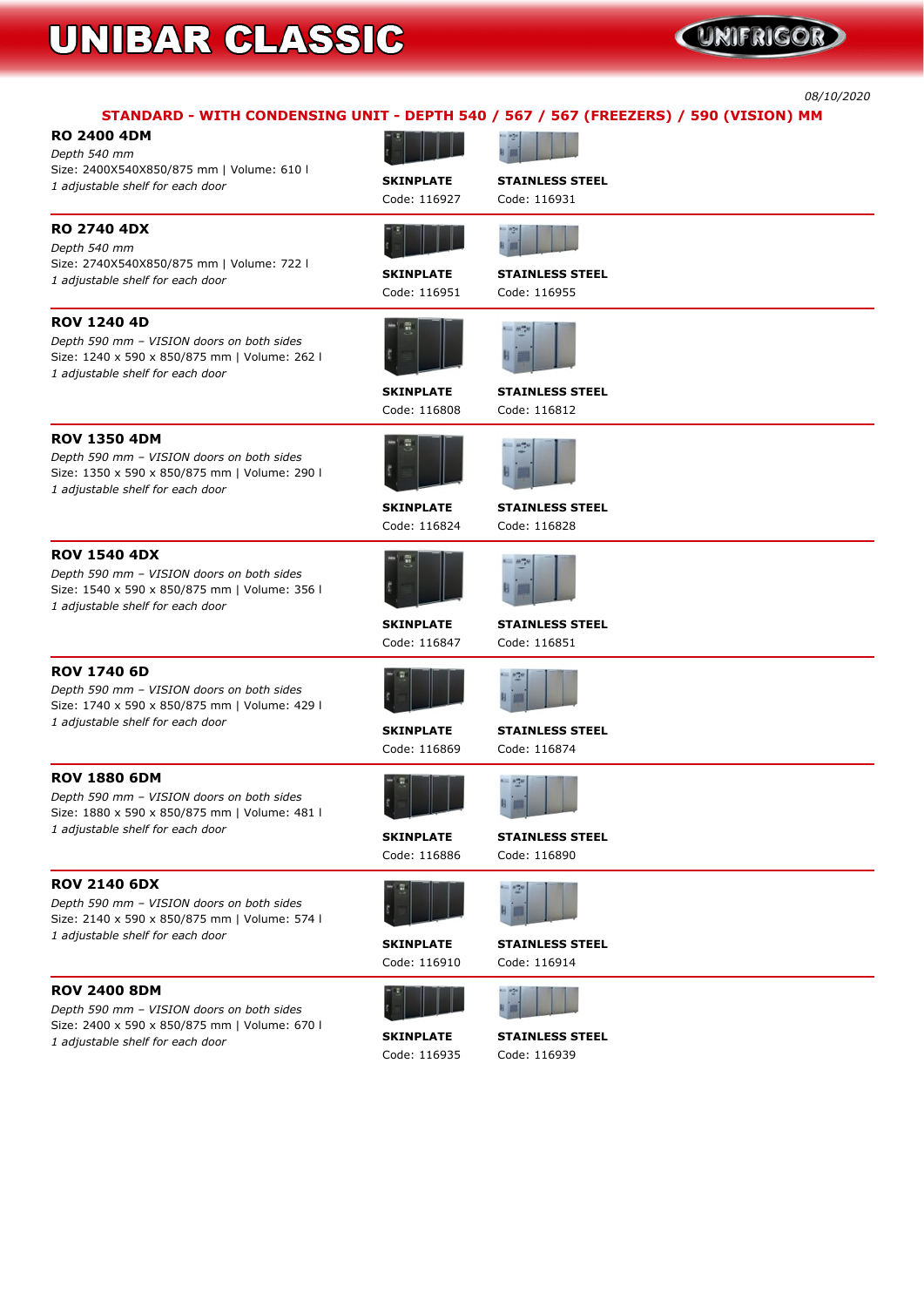# UNIBAR CLASSIC

08/10/2020

## STANDARD - WITH CONDENSING UNIT - DEPTH 540 / 567 / 567 (FREEZERS) / 590 (VISION) MM

### RO 2400 4DM

*Depth 540 mm*
Size: 2400X540X850/875 mm | Volume: 610 l
*1 adjustable shelf for each door*

**SKINPLATE** Code: 116927
**STAINLESS STEEL** Code: 116931

### RO 2740 4DX

*Depth 540 mm*
Size: 2740X540X850/875 mm | Volume: 722 l
*1 adjustable shelf for each door*

**SKINPLATE** Code: 116951
**STAINLESS STEEL** Code: 116955

### ROV 1240 4D

*Depth 590 mm – VISION doors on both sides*
Size: 1240 x 590 x 850/875 mm | Volume: 262 l
*1 adjustable shelf for each door*

**SKINPLATE** Code: 116808
**STAINLESS STEEL** Code: 116812

### ROV 1350 4DM

*Depth 590 mm – VISION doors on both sides*
Size: 1350 x 590 x 850/875 mm | Volume: 290 l
*1 adjustable shelf for each door*

**SKINPLATE** Code: 116824
**STAINLESS STEEL** Code: 116828

### ROV 1540 4DX

*Depth 590 mm – VISION doors on both sides*
Size: 1540 x 590 x 850/875 mm | Volume: 356 l
*1 adjustable shelf for each door*

**SKINPLATE** Code: 116847
**STAINLESS STEEL** Code: 116851

### ROV 1740 6D

*Depth 590 mm – VISION doors on both sides*
Size: 1740 x 590 x 850/875 mm | Volume: 429 l
*1 adjustable shelf for each door*

**SKINPLATE** Code: 116869
**STAINLESS STEEL** Code: 116874

### ROV 1880 6DM

*Depth 590 mm – VISION doors on both sides*
Size: 1880 x 590 x 850/875 mm | Volume: 481 l
*1 adjustable shelf for each door*

**SKINPLATE** Code: 116886
**STAINLESS STEEL** Code: 116890

### ROV 2140 6DX

*Depth 590 mm – VISION doors on both sides*
Size: 2140 x 590 x 850/875 mm | Volume: 574 l
*1 adjustable shelf for each door*

**SKINPLATE** Code: 116910
**STAINLESS STEEL** Code: 116914

### ROV 2400 8DM

*Depth 590 mm – VISION doors on both sides*
Size: 2400 x 590 x 850/875 mm | Volume: 670 l
*1 adjustable shelf for each door*

**SKINPLATE** Code: 116935
**STAINLESS STEEL** Code: 116939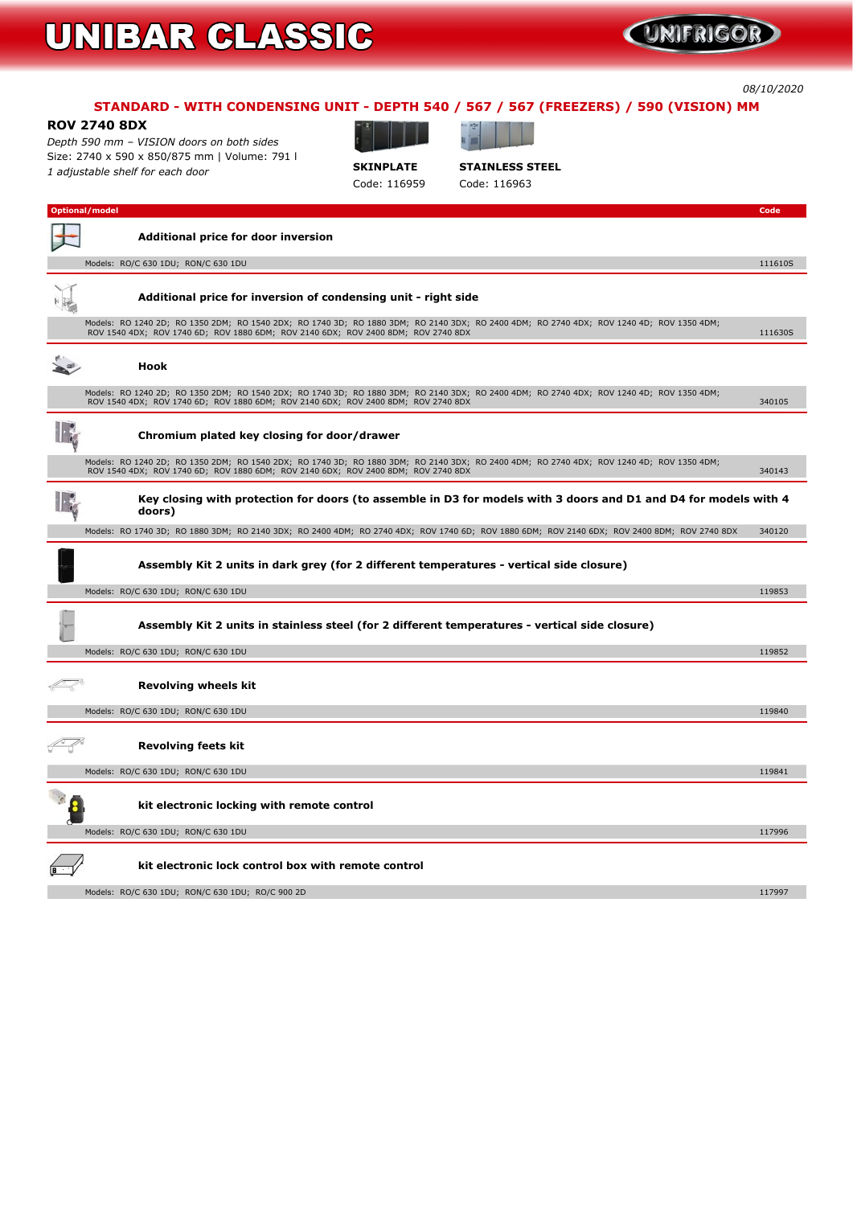# UNIBAR CLASSIC

08/10/2020

## STANDARD - WITH CONDENSING UNIT - DEPTH 540 / 567 / 567 (FREEZERS) / 590 (VISION) MM

### ROV 2740 8DX

*Depth 590 mm – VISION doors on both sides*
*Size: 2740 x 590 x 850/875 mm | Volume: 791 l*
*1 adjustable shelf for each door*

| SKINPLATE | STAINLESS STEEL |
|---|---|
| Code: 116959 | Code: 116963 |

| Optional/model | Code |
|---|---|
| **Additional price for door inversion**<br>Models: RO/C 630 1DU; RON/C 630 1DU | 111610S |
| **Additional price for inversion of condensing unit - right side**<br>Models: RO 1240 2D; RO 1350 2DM; RO 1540 2DX; RO 1740 3D; RO 1880 3DM; RO 2140 3DX; RO 2400 4DM; RO 2740 4DX; ROV 1240 4D; ROV 1350 4DM; ROV 1540 4DX; ROV 1740 6D; ROV 1880 6DM; ROV 2140 6DX; ROV 2400 8DM; ROV 2740 8DX | 111630S |
| **Hook**<br>Models: RO 1240 2D; RO 1350 2DM; RO 1540 2DX; RO 1740 3D; RO 1880 3DM; RO 2140 3DX; RO 2400 4DM; RO 2740 4DX; ROV 1240 4D; ROV 1350 4DM; ROV 1540 4DX; ROV 1740 6D; ROV 1880 6DM; ROV 2140 6DX; ROV 2400 8DM; ROV 2740 8DX | 340105 |
| **Chromium plated key closing for door/drawer**<br>Models: RO 1240 2D; RO 1350 2DM; RO 1540 2DX; RO 1740 3D; RO 1880 3DM; RO 2140 3DX; RO 2400 4DM; RO 2740 4DX; ROV 1240 4D; ROV 1350 4DM; ROV 1540 4DX; ROV 1740 6D; ROV 1880 6DM; ROV 2140 6DX; ROV 2400 8DM; ROV 2740 8DX | 340143 |
| **Key closing with protection for doors (to assemble in D3 for models with 3 doors and D1 and D4 for models with 4 doors)**<br>Models: RO 1740 3D; RO 1880 3DM; RO 2140 3DX; RO 2400 4DM; RO 2740 4DX; ROV 1740 6D; ROV 1880 6DM; ROV 2140 6DX; ROV 2400 8DM; ROV 2740 8DX | 340120 |
| **Assembly Kit 2 units in dark grey (for 2 different temperatures - vertical side closure)**<br>Models: RO/C 630 1DU; RON/C 630 1DU | 119853 |
| **Assembly Kit 2 units in stainless steel (for 2 different temperatures - vertical side closure)**<br>Models: RO/C 630 1DU; RON/C 630 1DU | 119852 |
| **Revolving wheels kit**<br>Models: RO/C 630 1DU; RON/C 630 1DU | 119840 |
| **Revolving feets kit**<br>Models: RO/C 630 1DU; RON/C 630 1DU | 119841 |
| **kit electronic locking with remote control**<br>Models: RO/C 630 1DU; RON/C 630 1DU | 117996 |
| **kit electronic lock control box with remote control**<br>Models: RO/C 630 1DU; RON/C 630 1DU; RO/C 900 2D | 117997 |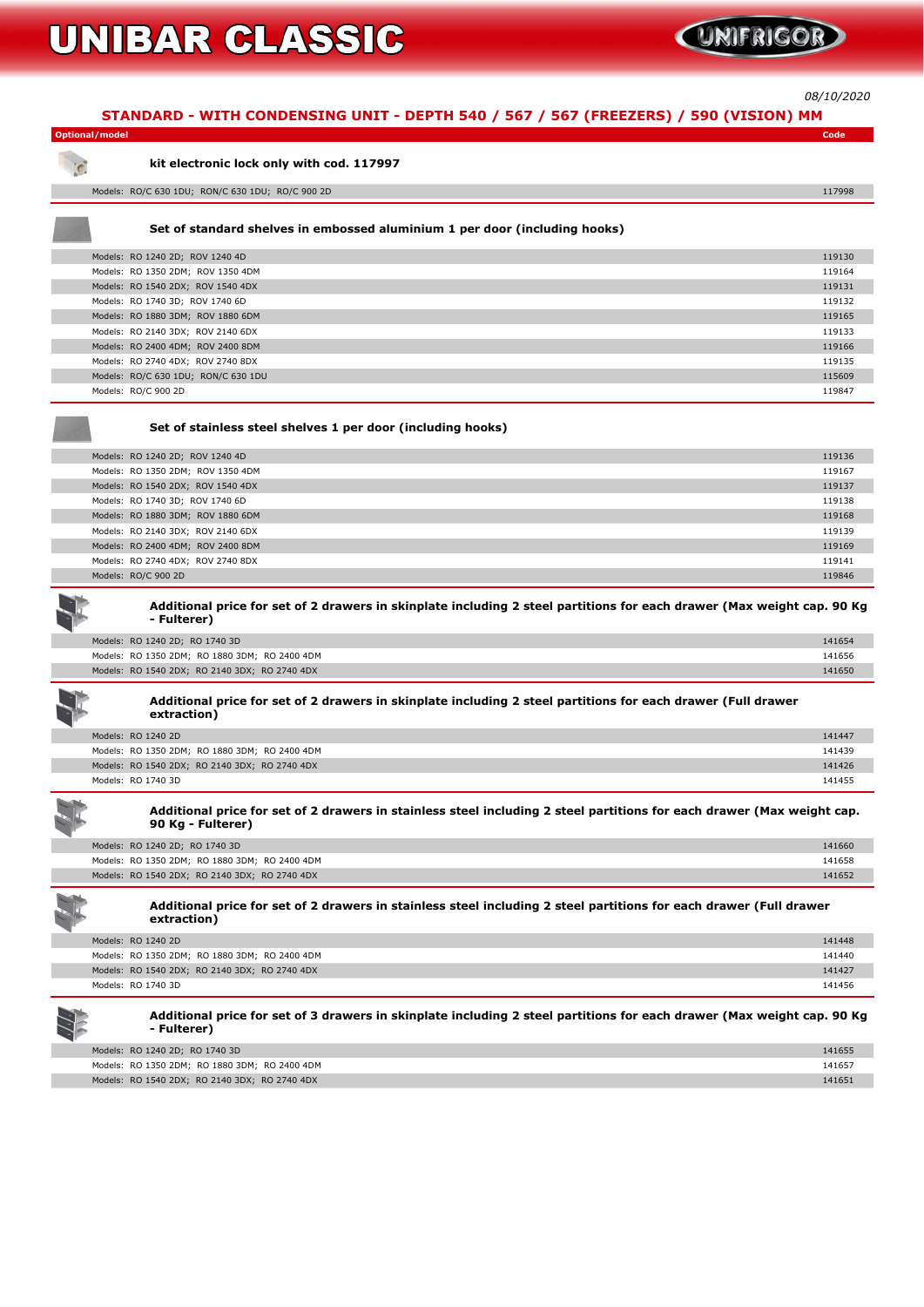# UNIBAR CLASSIC

08/10/2020

## STANDARD - WITH CONDENSING UNIT - DEPTH 540 / 567 / 567 (FREEZERS) / 590 (VISION) MM

| Optional/model | Code |
|---|---|
| **kit electronic lock only with cod. 117997** | |
| Models: RO/C 630 1DU; RON/C 630 1DU; RO/C 900 2D | 117998 |
| **Set of standard shelves in embossed aluminium 1 per door (including hooks)** | |
| Models: RO 1240 2D; ROV 1240 4D | 119130 |
| Models: RO 1350 2DM; ROV 1350 4DM | 119164 |
| Models: RO 1540 2DX; ROV 1540 4DX | 119131 |
| Models: RO 1740 3D; ROV 1740 6D | 119132 |
| Models: RO 1880 3DM; ROV 1880 6DM | 119165 |
| Models: RO 2140 3DX; ROV 2140 6DX | 119133 |
| Models: RO 2400 4DM; ROV 2400 8DM | 119166 |
| Models: RO 2740 4DX; ROV 2740 8DX | 119135 |
| Models: RO/C 630 1DU; RON/C 630 1DU | 115609 |
| Models: RO/C 900 2D | 119847 |
| **Set of stainless steel shelves 1 per door (including hooks)** | |
| Models: RO 1240 2D; ROV 1240 4D | 119136 |
| Models: RO 1350 2DM; ROV 1350 4DM | 119167 |
| Models: RO 1540 2DX; ROV 1540 4DX | 119137 |
| Models: RO 1740 3D; ROV 1740 6D | 119138 |
| Models: RO 1880 3DM; ROV 1880 6DM | 119168 |
| Models: RO 2140 3DX; ROV 2140 6DX | 119139 |
| Models: RO 2400 4DM; ROV 2400 8DM | 119169 |
| Models: RO 2740 4DX; ROV 2740 8DX | 119141 |
| Models: RO/C 900 2D | 119846 |
| **Additional price for set of 2 drawers in skinplate including 2 steel partitions for each drawer (Max weight cap. 90 Kg - Fulterer)** | |
| Models: RO 1240 2D; RO 1740 3D | 141654 |
| Models: RO 1350 2DM; RO 1880 3DM; RO 2400 4DM | 141656 |
| Models: RO 1540 2DX; RO 2140 3DX; RO 2740 4DX | 141650 |
| **Additional price for set of 2 drawers in skinplate including 2 steel partitions for each drawer (Full drawer extraction)** | |
| Models: RO 1240 2D | 141447 |
| Models: RO 1350 2DM; RO 1880 3DM; RO 2400 4DM | 141439 |
| Models: RO 1540 2DX; RO 2140 3DX; RO 2740 4DX | 141426 |
| Models: RO 1740 3D | 141455 |
| **Additional price for set of 2 drawers in stainless steel including 2 steel partitions for each drawer (Max weight cap. 90 Kg - Fulterer)** | |
| Models: RO 1240 2D; RO 1740 3D | 141660 |
| Models: RO 1350 2DM; RO 1880 3DM; RO 2400 4DM | 141658 |
| Models: RO 1540 2DX; RO 2140 3DX; RO 2740 4DX | 141652 |
| **Additional price for set of 2 drawers in stainless steel including 2 steel partitions for each drawer (Full drawer extraction)** | |
| Models: RO 1240 2D | 141448 |
| Models: RO 1350 2DM; RO 1880 3DM; RO 2400 4DM | 141440 |
| Models: RO 1540 2DX; RO 2140 3DX; RO 2740 4DX | 141427 |
| Models: RO 1740 3D | 141456 |
| **Additional price for set of 3 drawers in skinplate including 2 steel partitions for each drawer (Max weight cap. 90 Kg - Fulterer)** | |
| Models: RO 1240 2D; RO 1740 3D | 141655 |
| Models: RO 1350 2DM; RO 1880 3DM; RO 2400 4DM | 141657 |
| Models: RO 1540 2DX; RO 2140 3DX; RO 2740 4DX | 141651 |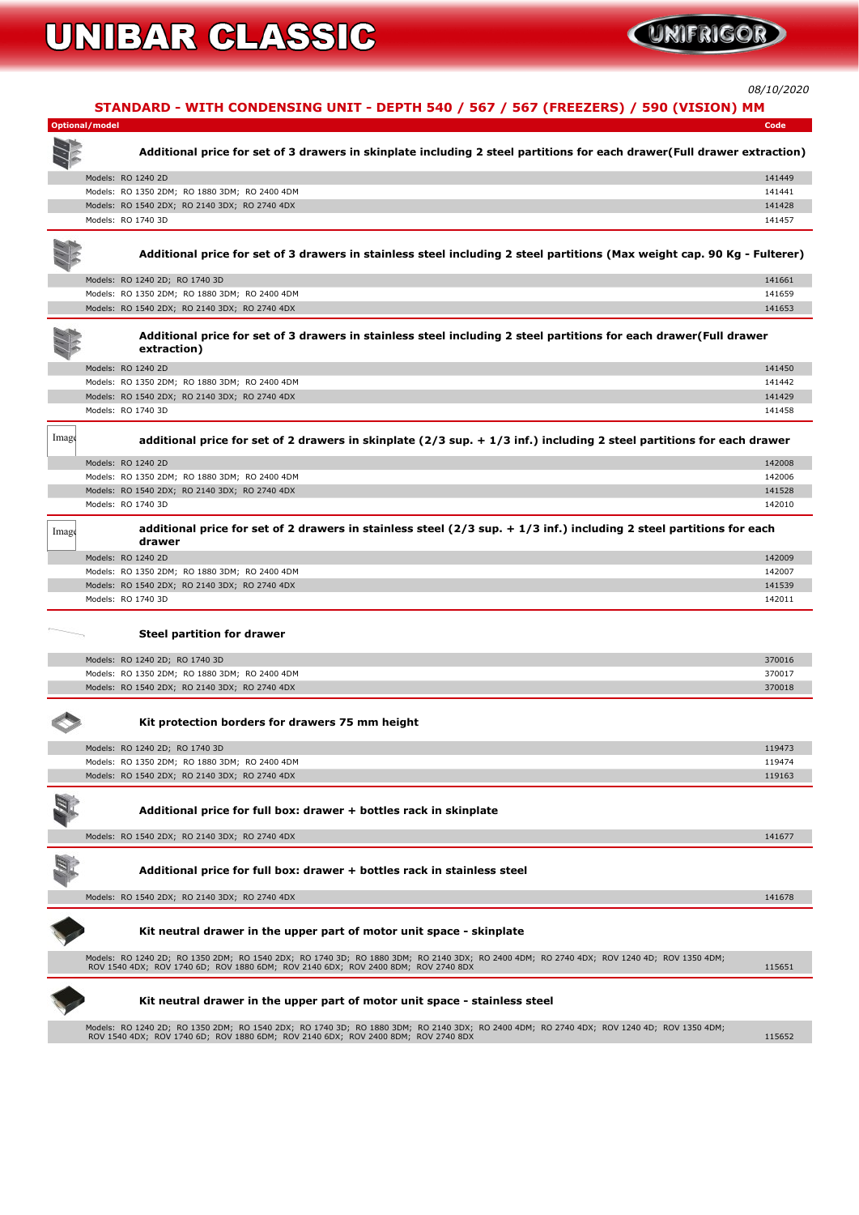# UNIBAR CLASSIC

UNIFRIGOR

08/10/2020

## STANDARD - WITH CONDENSING UNIT - DEPTH 540 / 567 / 567 (FREEZERS) / 590 (VISION) MM

| Optional/model | Code |
|---|---|
| **Additional price for set of 3 drawers in skinplate including 2 steel partitions for each drawer(Full drawer extraction)** | |
| Models: RO 1240 2D | 141449 |
| Models: RO 1350 2DM; RO 1880 3DM; RO 2400 4DM | 141441 |
| Models: RO 1540 2DX; RO 2140 3DX; RO 2740 4DX | 141428 |
| Models: RO 1740 3D | 141457 |
| **Additional price for set of 3 drawers in stainless steel including 2 steel partitions (Max weight cap. 90 Kg - Fulterer)** | |
| Models: RO 1240 2D; RO 1740 3D | 141661 |
| Models: RO 1350 2DM; RO 1880 3DM; RO 2400 4DM | 141659 |
| Models: RO 1540 2DX; RO 2140 3DX; RO 2740 4DX | 141653 |
| **Additional price for set of 3 drawers in stainless steel including 2 steel partitions for each drawer(Full drawer extraction)** | |
| Models: RO 1240 2D | 141450 |
| Models: RO 1350 2DM; RO 1880 3DM; RO 2400 4DM | 141442 |
| Models: RO 1540 2DX; RO 2140 3DX; RO 2740 4DX | 141429 |
| Models: RO 1740 3D | 141458 |
| **additional price for set of 2 drawers in skinplate (2/3 sup. + 1/3 inf.) including 2 steel partitions for each drawer** | |
| Models: RO 1240 2D | 142008 |
| Models: RO 1350 2DM; RO 1880 3DM; RO 2400 4DM | 142006 |
| Models: RO 1540 2DX; RO 2140 3DX; RO 2740 4DX | 141528 |
| Models: RO 1740 3D | 142010 |
| **additional price for set of 2 drawers in stainless steel (2/3 sup. + 1/3 inf.) including 2 steel partitions for each drawer** | |
| Models: RO 1240 2D | 142009 |
| Models: RO 1350 2DM; RO 1880 3DM; RO 2400 4DM | 142007 |
| Models: RO 1540 2DX; RO 2140 3DX; RO 2740 4DX | 141539 |
| Models: RO 1740 3D | 142011 |
| **Steel partition for drawer** | |
| Models: RO 1240 2D; RO 1740 3D | 370016 |
| Models: RO 1350 2DM; RO 1880 3DM; RO 2400 4DM | 370017 |
| Models: RO 1540 2DX; RO 2140 3DX; RO 2740 4DX | 370018 |
| **Kit protection borders for drawers 75 mm height** | |
| Models: RO 1240 2D; RO 1740 3D | 119473 |
| Models: RO 1350 2DM; RO 1880 3DM; RO 2400 4DM | 119474 |
| Models: RO 1540 2DX; RO 2140 3DX; RO 2740 4DX | 119163 |
| **Additional price for full box: drawer + bottles rack in skinplate** | |
| Models: RO 1540 2DX; RO 2140 3DX; RO 2740 4DX | 141677 |
| **Additional price for full box: drawer + bottles rack in stainless steel** | |
| Models: RO 1540 2DX; RO 2140 3DX; RO 2740 4DX | 141678 |
| **Kit neutral drawer in the upper part of motor unit space - skinplate** | |
| Models: RO 1240 2D; RO 1350 2DM; RO 1540 2DX; RO 1740 3D; RO 1880 3DM; RO 2140 3DX; RO 2400 4DM; RO 2740 4DX; ROV 1240 4D; ROV 1350 4DM; ROV 1540 4DX; ROV 1740 6D; ROV 1880 6DM; ROV 2140 6DX; ROV 2400 8DM; ROV 2740 8DX | 115651 |
| **Kit neutral drawer in the upper part of motor unit space - stainless steel** | |
| Models: RO 1240 2D; RO 1350 2DM; RO 1540 2DX; RO 1740 3D; RO 1880 3DM; RO 2140 3DX; RO 2400 4DM; RO 2740 4DX; ROV 1240 4D; ROV 1350 4DM; ROV 1540 4DX; ROV 1740 6D; ROV 1880 6DM; ROV 2140 6DX; ROV 2400 8DM; ROV 2740 8DX | 115652 |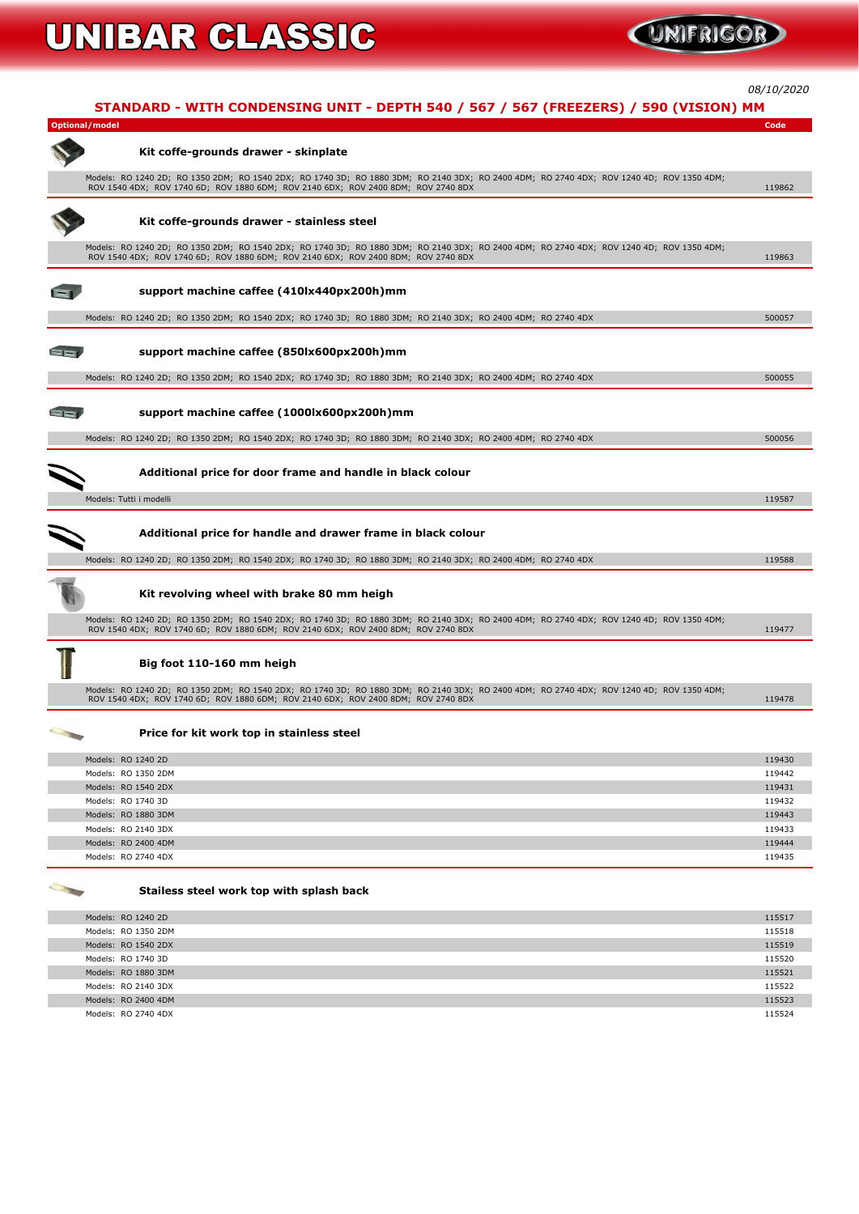# UNIBAR CLASSIC

*08/10/2020*

## STANDARD - WITH CONDENSING UNIT - DEPTH 540 / 567 / 567 (FREEZERS) / 590 (VISION) MM

| Optional/model | Code |
|---|---|
| **Kit coffe-grounds drawer - skinplate** | |
| Models: RO 1240 2D; RO 1350 2DM; RO 1540 2DX; RO 1740 3D; RO 1880 3DM; RO 2140 3DX; RO 2400 4DM; RO 2740 4DX; ROV 1240 4D; ROV 1350 4DM; ROV 1540 4DX; ROV 1740 6D; ROV 1880 6DM; ROV 2140 6DX; ROV 2400 8DM; ROV 2740 8DX | 119862 |
| **Kit coffe-grounds drawer - stainless steel** | |
| Models: RO 1240 2D; RO 1350 2DM; RO 1540 2DX; RO 1740 3D; RO 1880 3DM; RO 2140 3DX; RO 2400 4DM; RO 2740 4DX; ROV 1240 4D; ROV 1350 4DM; ROV 1540 4DX; ROV 1740 6D; ROV 1880 6DM; ROV 2140 6DX; ROV 2400 8DM; ROV 2740 8DX | 119863 |
| **support machine caffee (410lx440px200h)mm** | |
| Models: RO 1240 2D; RO 1350 2DM; RO 1540 2DX; RO 1740 3D; RO 1880 3DM; RO 2140 3DX; RO 2400 4DM; RO 2740 4DX | 500057 |
| **support machine caffee (850lx600px200h)mm** | |
| Models: RO 1240 2D; RO 1350 2DM; RO 1540 2DX; RO 1740 3D; RO 1880 3DM; RO 2140 3DX; RO 2400 4DM; RO 2740 4DX | 500055 |
| **support machine caffee (1000lx600px200h)mm** | |
| Models: RO 1240 2D; RO 1350 2DM; RO 1540 2DX; RO 1740 3D; RO 1880 3DM; RO 2140 3DX; RO 2400 4DM; RO 2740 4DX | 500056 |
| **Additional price for door frame and handle in black colour** | |
| Models: Tutti i modelli | 119587 |
| **Additional price for handle and drawer frame in black colour** | |
| Models: RO 1240 2D; RO 1350 2DM; RO 1540 2DX; RO 1740 3D; RO 1880 3DM; RO 2140 3DX; RO 2400 4DM; RO 2740 4DX | 119588 |
| **Kit revolving wheel with brake 80 mm heigh** | |
| Models: RO 1240 2D; RO 1350 2DM; RO 1540 2DX; RO 1740 3D; RO 1880 3DM; RO 2140 3DX; RO 2400 4DM; RO 2740 4DX; ROV 1240 4D; ROV 1350 4DM; ROV 1540 4DX; ROV 1740 6D; ROV 1880 6DM; ROV 2140 6DX; ROV 2400 8DM; ROV 2740 8DX | 119477 |
| **Big foot 110-160 mm heigh** | |
| Models: RO 1240 2D; RO 1350 2DM; RO 1540 2DX; RO 1740 3D; RO 1880 3DM; RO 2140 3DX; RO 2400 4DM; RO 2740 4DX; ROV 1240 4D; ROV 1350 4DM; ROV 1540 4DX; ROV 1740 6D; ROV 1880 6DM; ROV 2140 6DX; ROV 2400 8DM; ROV 2740 8DX | 119478 |
| **Price for kit work top in stainless steel** | |
| Models: RO 1240 2D | 119430 |
| Models: RO 1350 2DM | 119442 |
| Models: RO 1540 2DX | 119431 |
| Models: RO 1740 3D | 119432 |
| Models: RO 1880 3DM | 119443 |
| Models: RO 2140 3DX | 119433 |
| Models: RO 2400 4DM | 119444 |
| Models: RO 2740 4DX | 119435 |
| **Stailess steel work top with splash back** | |
| Models: RO 1240 2D | 115517 |
| Models: RO 1350 2DM | 115518 |
| Models: RO 1540 2DX | 115519 |
| Models: RO 1740 3D | 115520 |
| Models: RO 1880 3DM | 115521 |
| Models: RO 2140 3DX | 115522 |
| Models: RO 2400 4DM | 115523 |
| Models: RO 2740 4DX | 115524 |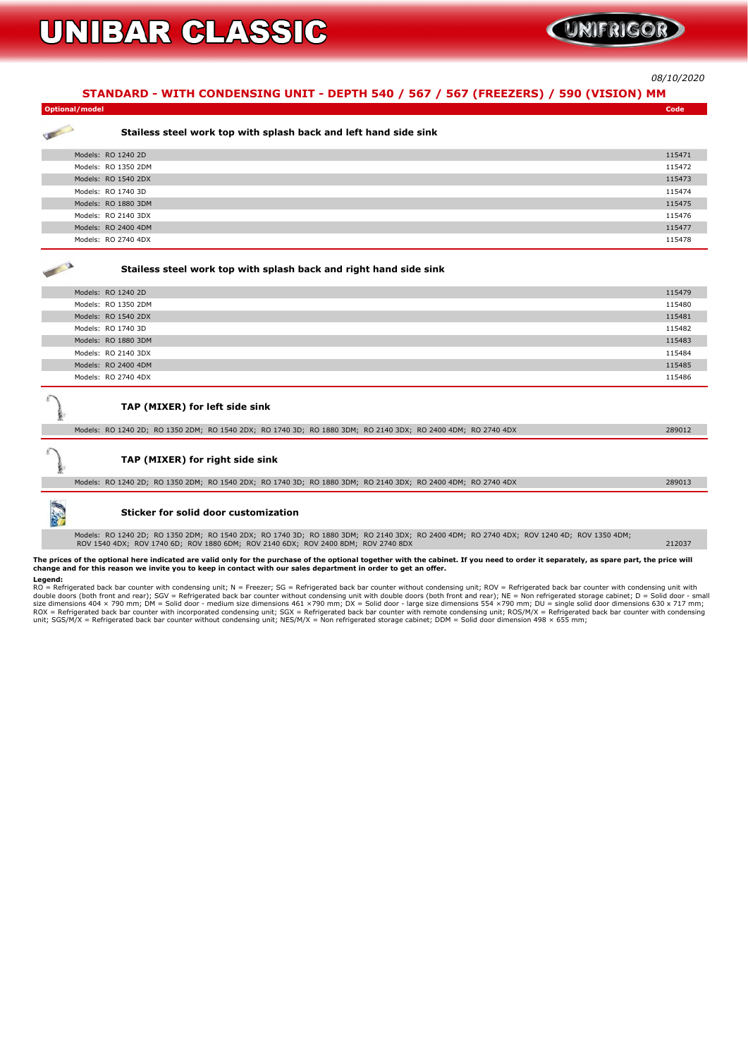# UNIBAR CLASSIC

*08/10/2020*

## STANDARD - WITH CONDENSING UNIT - DEPTH 540 / 567 / 567 (FREEZERS) / 590 (VISION) MM

| Optional/model | Code |
|---|---|
| **Stailess steel work top with splash back and left hand side sink** | |
| Models: RO 1240 2D | 115471 |
| Models: RO 1350 2DM | 115472 |
| Models: RO 1540 2DX | 115473 |
| Models: RO 1740 3D | 115474 |
| Models: RO 1880 3DM | 115475 |
| Models: RO 2140 3DX | 115476 |
| Models: RO 2400 4DM | 115477 |
| Models: RO 2740 4DX | 115478 |
| **Stailess steel work top with splash back and right hand side sink** | |
| Models: RO 1240 2D | 115479 |
| Models: RO 1350 2DM | 115480 |
| Models: RO 1540 2DX | 115481 |
| Models: RO 1740 3D | 115482 |
| Models: RO 1880 3DM | 115483 |
| Models: RO 2140 3DX | 115484 |
| Models: RO 2400 4DM | 115485 |
| Models: RO 2740 4DX | 115486 |
| **TAP (MIXER) for left side sink** | |
| Models: RO 1240 2D; RO 1350 2DM; RO 1540 2DX; RO 1740 3D; RO 1880 3DM; RO 2140 3DX; RO 2400 4DM; RO 2740 4DX | 289012 |
| **TAP (MIXER) for right side sink** | |
| Models: RO 1240 2D; RO 1350 2DM; RO 1540 2DX; RO 1740 3D; RO 1880 3DM; RO 2140 3DX; RO 2400 4DM; RO 2740 4DX | 289013 |
| **Sticker for solid door customization** | |
| Models: RO 1240 2D; RO 1350 2DM; RO 1540 2DX; RO 1740 3D; RO 1880 3DM; RO 2140 3DX; RO 2400 4DM; RO 2740 4DX; ROV 1240 4D; ROV 1350 4DM; ROV 1540 4DX; ROV 1740 6D; ROV 1880 6DM; ROV 2140 6DX; ROV 2400 8DM; ROV 2740 8DX | 212037 |

**The prices of the optional here indicated are valid only for the purchase of the optional together with the cabinet. If you need to order it separately, as spare part, the price will change and for this reason we invite you to keep in contact with our sales department in order to get an offer.**

**Legend:**
RO = Refrigerated back bar counter with condensing unit; N = Freezer; SG = Refrigerated back bar counter without condensing unit; ROV = Refrigerated back bar counter with condensing unit with double doors (both front and rear); SGV = Refrigerated back bar counter without condensing unit with double doors (both front and rear); NE = Non refrigerated storage cabinet; D = Solid door - small size dimensions 404 × 790 mm; DM = Solid door - medium size dimensions 461 ×790 mm; DX = Solid door - large size dimensions 554 ×790 mm; DU = single solid door dimensions 630 x 717 mm; ROX = Refrigerated back bar counter with incorporated condensing unit; SGX = Refrigerated back bar counter with remote condensing unit; ROS/M/X = Refrigerated back bar counter with condensing unit; SGS/M/X = Refrigerated back bar counter without condensing unit; NES/M/X = Non refrigerated storage cabinet; DDM = Solid door dimension 498 × 655 mm;